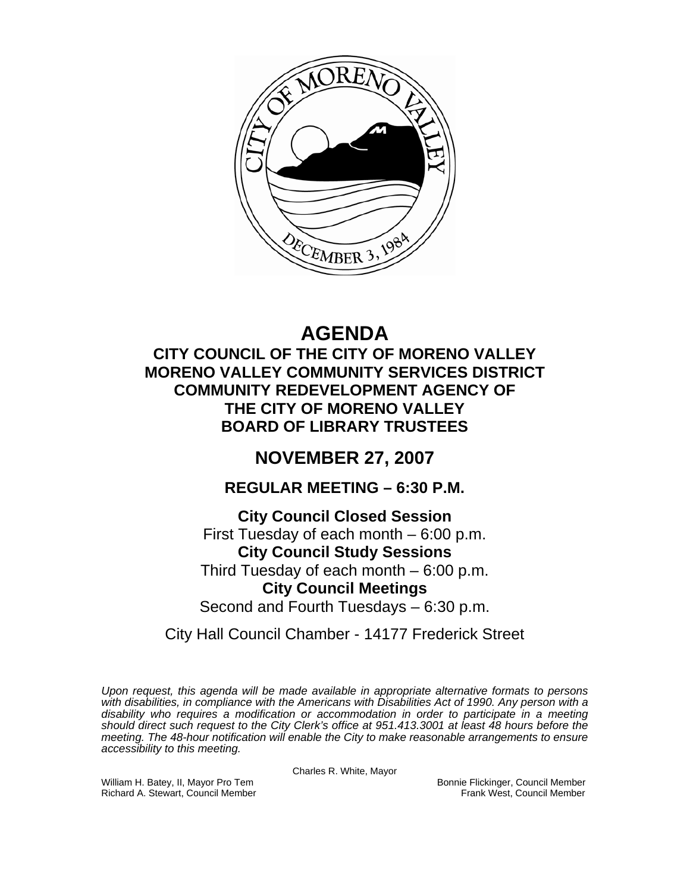# AGENDA

## CITY COUNCIL OF THE CITY OF MORENO VALLEY
## MORENO VALLEY COMMUNITY SERVICES DISTRICT
## COMMUNITY REDEVELOPMENT AGENCY OF THE CITY OF MORENO VALLEY
## BOARD OF LIBRARY TRUSTEES

## NOVEMBER 27, 2007

### REGULAR MEETING – 6:30 P.M.

**City Council Closed Session**
First Tuesday of each month – 6:00 p.m.
**City Council Study Sessions**
Third Tuesday of each month – 6:00 p.m.
**City Council Meetings**
Second and Fourth Tuesdays – 6:30 p.m.

City Hall Council Chamber - 14177 Frederick Street

*Upon request, this agenda will be made available in appropriate alternative formats to persons with disabilities, in compliance with the Americans with Disabilities Act of 1990. Any person with a disability who requires a modification or accommodation in order to participate in a meeting should direct such request to the City Clerk's office at 951.413.3001 at least 48 hours before the meeting. The 48-hour notification will enable the City to make reasonable arrangements to ensure accessibility to this meeting.*

Charles R. White, Mayor

William H. Batey, II, Mayor Pro Tem
Richard A. Stewart, Council Member
Bonnie Flickinger, Council Member
Frank West, Council Member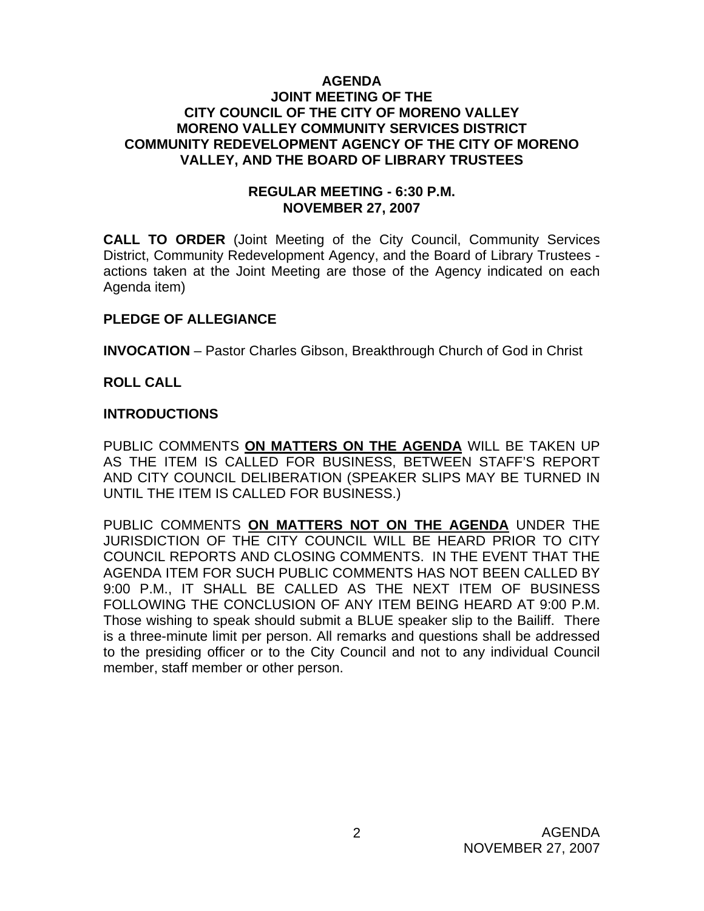# AGENDA
## JOINT MEETING OF THE
## CITY COUNCIL OF THE CITY OF MORENO VALLEY
## MORENO VALLEY COMMUNITY SERVICES DISTRICT
## COMMUNITY REDEVELOPMENT AGENCY OF THE CITY OF MORENO VALLEY, AND THE BOARD OF LIBRARY TRUSTEES

### REGULAR MEETING - 6:30 P.M.
### NOVEMBER 27, 2007

**CALL TO ORDER** (Joint Meeting of the City Council, Community Services District, Community Redevelopment Agency, and the Board of Library Trustees - actions taken at the Joint Meeting are those of the Agency indicated on each Agenda item)

**PLEDGE OF ALLEGIANCE**

**INVOCATION** – Pastor Charles Gibson, Breakthrough Church of God in Christ

**ROLL CALL**

**INTRODUCTIONS**

PUBLIC COMMENTS **ON MATTERS ON THE AGENDA** WILL BE TAKEN UP AS THE ITEM IS CALLED FOR BUSINESS, BETWEEN STAFF'S REPORT AND CITY COUNCIL DELIBERATION (SPEAKER SLIPS MAY BE TURNED IN UNTIL THE ITEM IS CALLED FOR BUSINESS.)

PUBLIC COMMENTS **ON MATTERS NOT ON THE AGENDA** UNDER THE JURISDICTION OF THE CITY COUNCIL WILL BE HEARD PRIOR TO CITY COUNCIL REPORTS AND CLOSING COMMENTS. IN THE EVENT THAT THE AGENDA ITEM FOR SUCH PUBLIC COMMENTS HAS NOT BEEN CALLED BY 9:00 P.M., IT SHALL BE CALLED AS THE NEXT ITEM OF BUSINESS FOLLOWING THE CONCLUSION OF ANY ITEM BEING HEARD AT 9:00 P.M. Those wishing to speak should submit a BLUE speaker slip to the Bailiff. There is a three-minute limit per person. All remarks and questions shall be addressed to the presiding officer or to the City Council and not to any individual Council member, staff member or other person.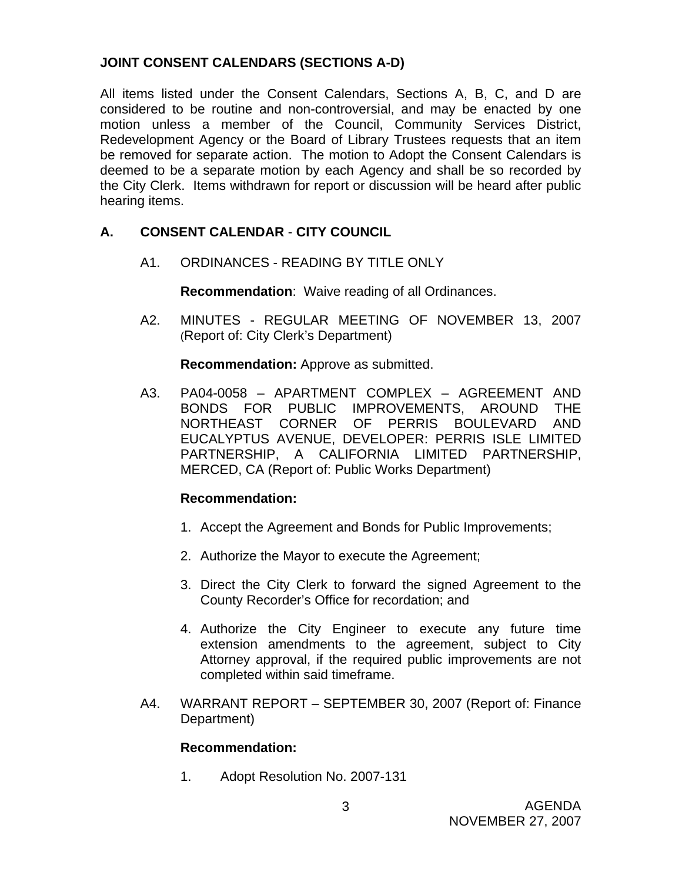**JOINT CONSENT CALENDARS (SECTIONS A-D)**

All items listed under the Consent Calendars, Sections A, B, C, and D are considered to be routine and non-controversial, and may be enacted by one motion unless a member of the Council, Community Services District, Redevelopment Agency or the Board of Library Trustees requests that an item be removed for separate action. The motion to Adopt the Consent Calendars is deemed to be a separate motion by each Agency and shall be so recorded by the City Clerk. Items withdrawn for report or discussion will be heard after public hearing items.

## A. CONSENT CALENDAR - CITY COUNCIL

A1. ORDINANCES - READING BY TITLE ONLY

**Recommendation**: Waive reading of all Ordinances.

A2. MINUTES - REGULAR MEETING OF NOVEMBER 13, 2007 (Report of: City Clerk's Department)

**Recommendation:** Approve as submitted.

A3. PA04-0058 – APARTMENT COMPLEX – AGREEMENT AND BONDS FOR PUBLIC IMPROVEMENTS, AROUND THE NORTHEAST CORNER OF PERRIS BOULEVARD AND EUCALYPTUS AVENUE, DEVELOPER: PERRIS ISLE LIMITED PARTNERSHIP, A CALIFORNIA LIMITED PARTNERSHIP, MERCED, CA (Report of: Public Works Department)

**Recommendation:**

1. Accept the Agreement and Bonds for Public Improvements;
2. Authorize the Mayor to execute the Agreement;
3. Direct the City Clerk to forward the signed Agreement to the County Recorder's Office for recordation; and
4. Authorize the City Engineer to execute any future time extension amendments to the agreement, subject to City Attorney approval, if the required public improvements are not completed within said timeframe.

A4. WARRANT REPORT – SEPTEMBER 30, 2007 (Report of: Finance Department)

**Recommendation:**

1. Adopt Resolution No. 2007-131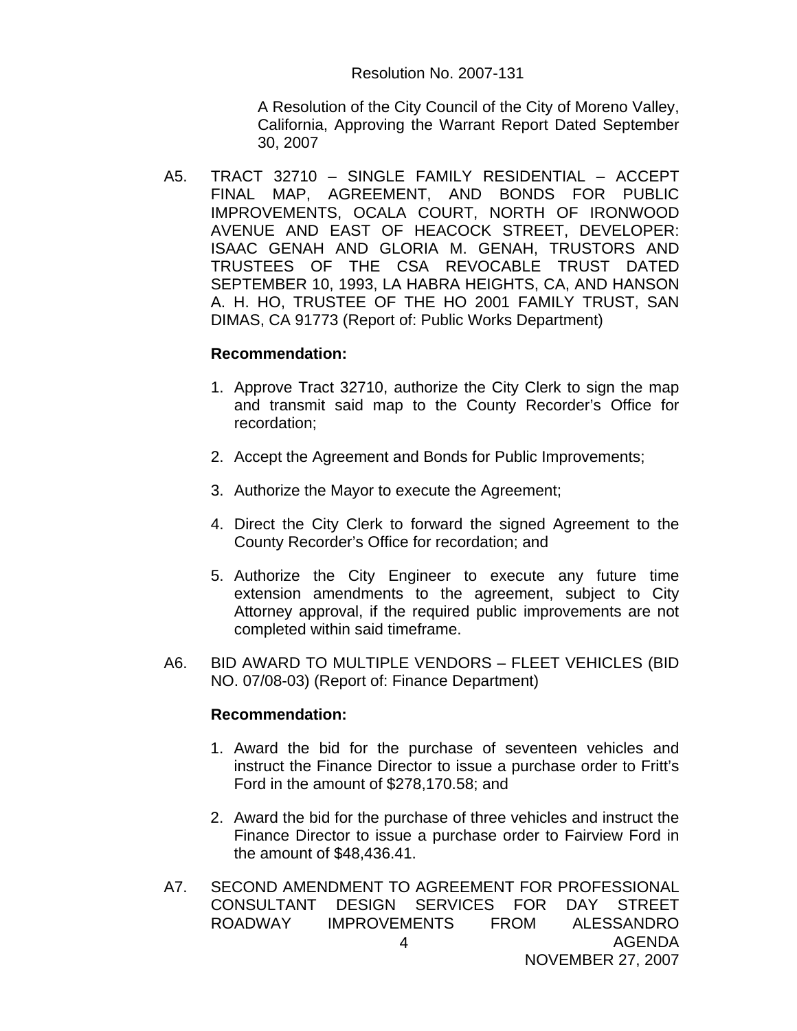Resolution No. 2007-131

A Resolution of the City Council of the City of Moreno Valley, California, Approving the Warrant Report Dated September 30, 2007

A5. TRACT 32710 – SINGLE FAMILY RESIDENTIAL – ACCEPT FINAL MAP, AGREEMENT, AND BONDS FOR PUBLIC IMPROVEMENTS, OCALA COURT, NORTH OF IRONWOOD AVENUE AND EAST OF HEACOCK STREET, DEVELOPER: ISAAC GENAH AND GLORIA M. GENAH, TRUSTORS AND TRUSTEES OF THE CSA REVOCABLE TRUST DATED SEPTEMBER 10, 1993, LA HABRA HEIGHTS, CA, AND HANSON A. H. HO, TRUSTEE OF THE HO 2001 FAMILY TRUST, SAN DIMAS, CA 91773 (Report of: Public Works Department)

**Recommendation:**

1. Approve Tract 32710, authorize the City Clerk to sign the map and transmit said map to the County Recorder's Office for recordation;

2. Accept the Agreement and Bonds for Public Improvements;

3. Authorize the Mayor to execute the Agreement;

4. Direct the City Clerk to forward the signed Agreement to the County Recorder's Office for recordation; and

5. Authorize the City Engineer to execute any future time extension amendments to the agreement, subject to City Attorney approval, if the required public improvements are not completed within said timeframe.

A6. BID AWARD TO MULTIPLE VENDORS – FLEET VEHICLES (BID NO. 07/08-03) (Report of: Finance Department)

**Recommendation:**

1. Award the bid for the purchase of seventeen vehicles and instruct the Finance Director to issue a purchase order to Fritt's Ford in the amount of $278,170.58; and

2. Award the bid for the purchase of three vehicles and instruct the Finance Director to issue a purchase order to Fairview Ford in the amount of $48,436.41.

A7. SECOND AMENDMENT TO AGREEMENT FOR PROFESSIONAL CONSULTANT DESIGN SERVICES FOR DAY STREET ROADWAY IMPROVEMENTS FROM ALESSANDRO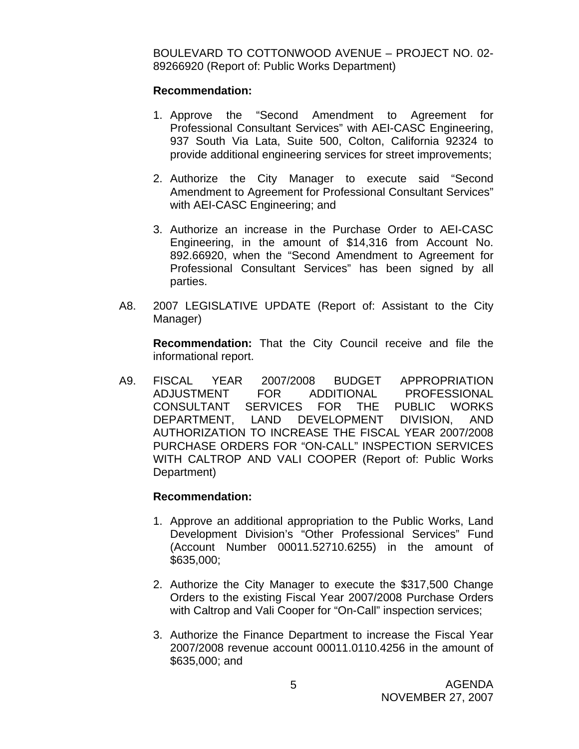BOULEVARD TO COTTONWOOD AVENUE – PROJECT NO. 02-89266920 (Report of: Public Works Department)

**Recommendation:**

1. Approve the "Second Amendment to Agreement for Professional Consultant Services" with AEI-CASC Engineering, 937 South Via Lata, Suite 500, Colton, California 92324 to provide additional engineering services for street improvements;

2. Authorize the City Manager to execute said "Second Amendment to Agreement for Professional Consultant Services" with AEI-CASC Engineering; and

3. Authorize an increase in the Purchase Order to AEI-CASC Engineering, in the amount of $14,316 from Account No. 892.66920, when the "Second Amendment to Agreement for Professional Consultant Services" has been signed by all parties.

A8. 2007 LEGISLATIVE UPDATE (Report of: Assistant to the City Manager)

**Recommendation:** That the City Council receive and file the informational report.

A9. FISCAL YEAR 2007/2008 BUDGET APPROPRIATION ADJUSTMENT FOR ADDITIONAL PROFESSIONAL CONSULTANT SERVICES FOR THE PUBLIC WORKS DEPARTMENT, LAND DEVELOPMENT DIVISION, AND AUTHORIZATION TO INCREASE THE FISCAL YEAR 2007/2008 PURCHASE ORDERS FOR "ON-CALL" INSPECTION SERVICES WITH CALTROP AND VALI COOPER (Report of: Public Works Department)

**Recommendation:**

1. Approve an additional appropriation to the Public Works, Land Development Division's "Other Professional Services" Fund (Account Number 00011.52710.6255) in the amount of $635,000;

2. Authorize the City Manager to execute the $317,500 Change Orders to the existing Fiscal Year 2007/2008 Purchase Orders with Caltrop and Vali Cooper for "On-Call" inspection services;

3. Authorize the Finance Department to increase the Fiscal Year 2007/2008 revenue account 00011.0110.4256 in the amount of $635,000; and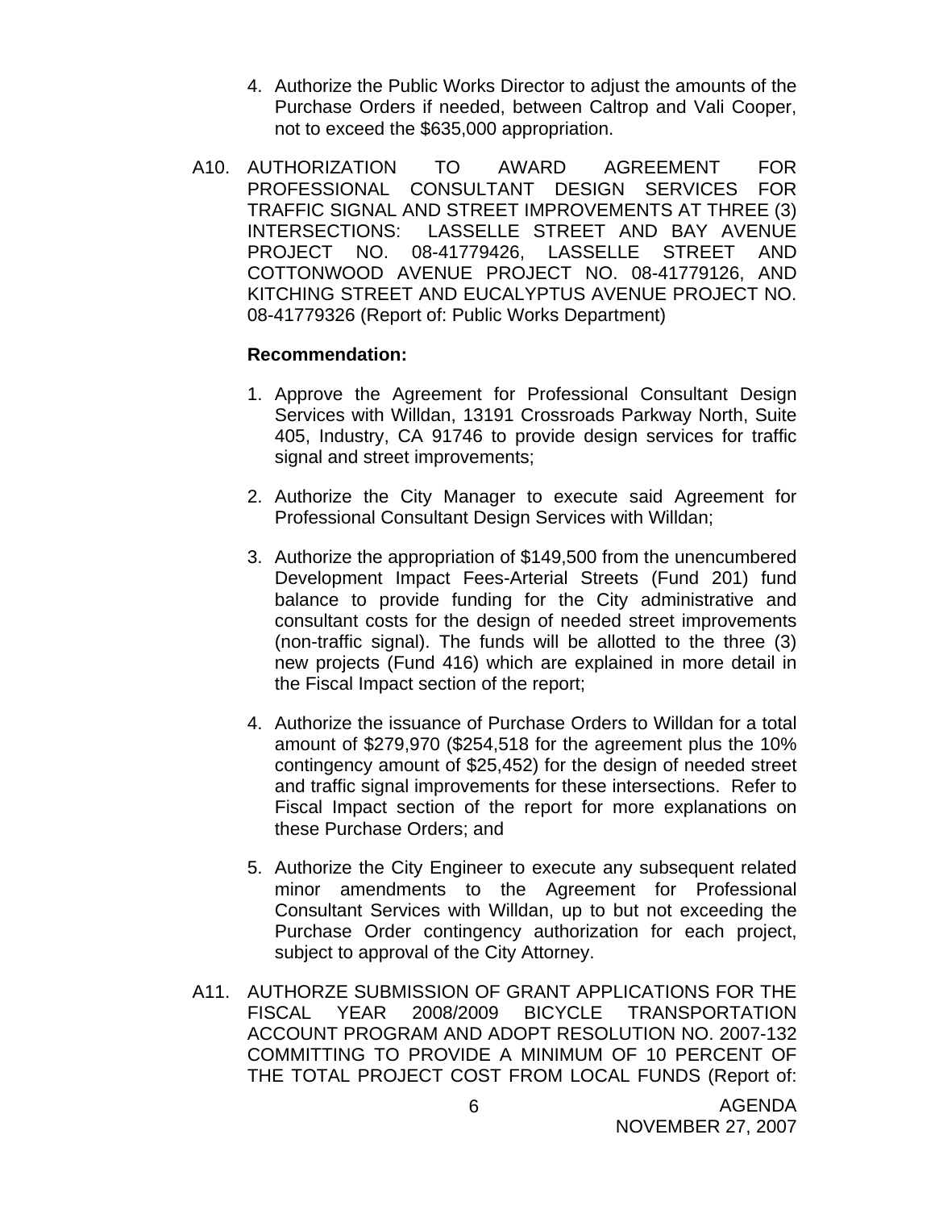4. Authorize the Public Works Director to adjust the amounts of the Purchase Orders if needed, between Caltrop and Vali Cooper, not to exceed the $635,000 appropriation.

A10. AUTHORIZATION TO AWARD AGREEMENT FOR PROFESSIONAL CONSULTANT DESIGN SERVICES FOR TRAFFIC SIGNAL AND STREET IMPROVEMENTS AT THREE (3) INTERSECTIONS: LASSELLE STREET AND BAY AVENUE PROJECT NO. 08-41779426, LASSELLE STREET AND COTTONWOOD AVENUE PROJECT NO. 08-41779126, AND KITCHING STREET AND EUCALYPTUS AVENUE PROJECT NO. 08-41779326 (Report of: Public Works Department)

**Recommendation:**

1. Approve the Agreement for Professional Consultant Design Services with Willdan, 13191 Crossroads Parkway North, Suite 405, Industry, CA 91746 to provide design services for traffic signal and street improvements;

2. Authorize the City Manager to execute said Agreement for Professional Consultant Design Services with Willdan;

3. Authorize the appropriation of $149,500 from the unencumbered Development Impact Fees-Arterial Streets (Fund 201) fund balance to provide funding for the City administrative and consultant costs for the design of needed street improvements (non-traffic signal). The funds will be allotted to the three (3) new projects (Fund 416) which are explained in more detail in the Fiscal Impact section of the report;

4. Authorize the issuance of Purchase Orders to Willdan for a total amount of $279,970 ($254,518 for the agreement plus the 10% contingency amount of $25,452) for the design of needed street and traffic signal improvements for these intersections. Refer to Fiscal Impact section of the report for more explanations on these Purchase Orders; and

5. Authorize the City Engineer to execute any subsequent related minor amendments to the Agreement for Professional Consultant Services with Willdan, up to but not exceeding the Purchase Order contingency authorization for each project, subject to approval of the City Attorney.

A11. AUTHORZE SUBMISSION OF GRANT APPLICATIONS FOR THE FISCAL YEAR 2008/2009 BICYCLE TRANSPORTATION ACCOUNT PROGRAM AND ADOPT RESOLUTION NO. 2007-132 COMMITTING TO PROVIDE A MINIMUM OF 10 PERCENT OF THE TOTAL PROJECT COST FROM LOCAL FUNDS (Report of: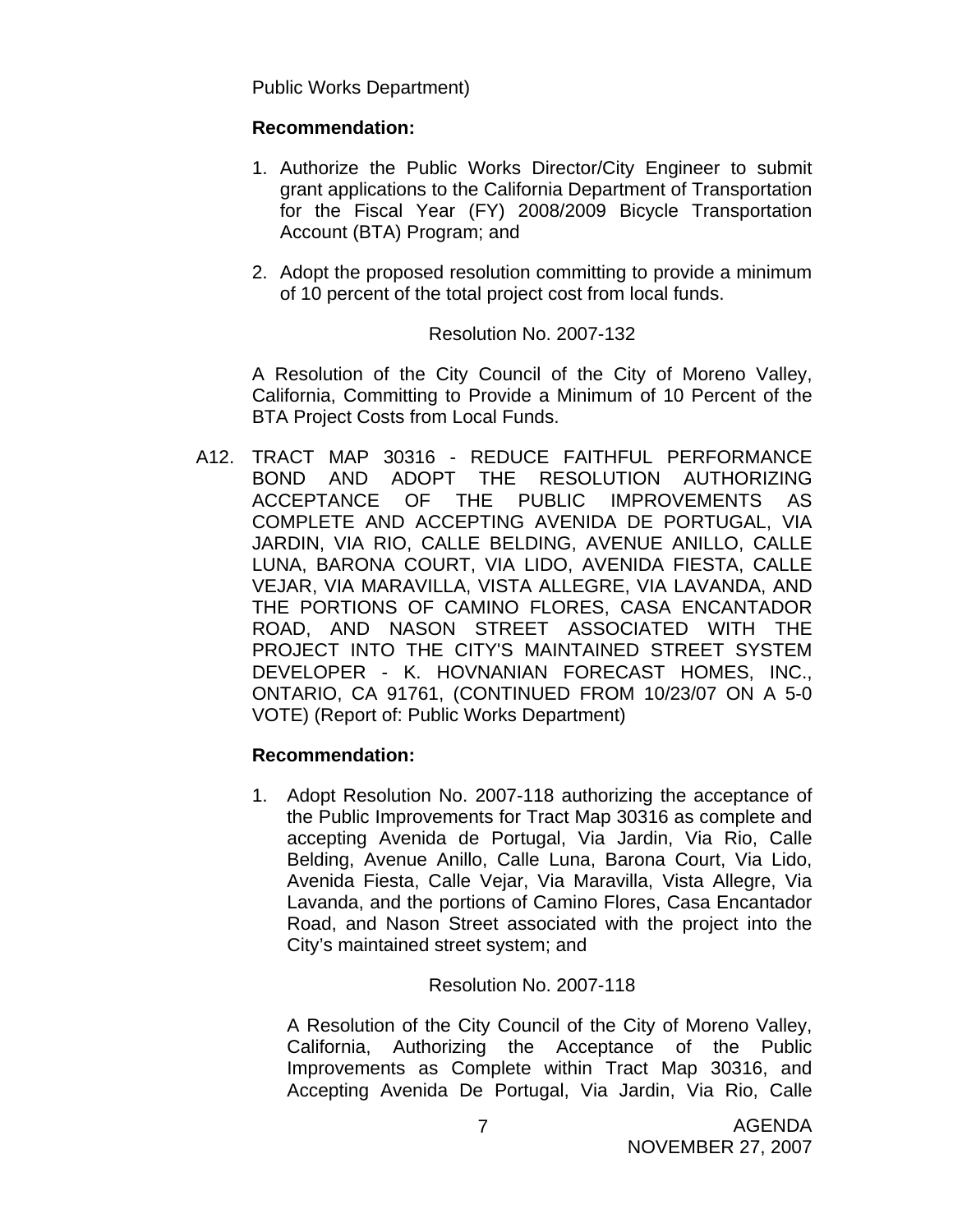Public Works Department)

**Recommendation:**

1. Authorize the Public Works Director/City Engineer to submit grant applications to the California Department of Transportation for the Fiscal Year (FY) 2008/2009 Bicycle Transportation Account (BTA) Program; and

2. Adopt the proposed resolution committing to provide a minimum of 10 percent of the total project cost from local funds.

Resolution No. 2007-132

A Resolution of the City Council of the City of Moreno Valley, California, Committing to Provide a Minimum of 10 Percent of the BTA Project Costs from Local Funds.

A12. TRACT MAP 30316 - REDUCE FAITHFUL PERFORMANCE BOND AND ADOPT THE RESOLUTION AUTHORIZING ACCEPTANCE OF THE PUBLIC IMPROVEMENTS AS COMPLETE AND ACCEPTING AVENIDA DE PORTUGAL, VIA JARDIN, VIA RIO, CALLE BELDING, AVENUE ANILLO, CALLE LUNA, BARONA COURT, VIA LIDO, AVENIDA FIESTA, CALLE VEJAR, VIA MARAVILLA, VISTA ALLEGRE, VIA LAVANDA, AND THE PORTIONS OF CAMINO FLORES, CASA ENCANTADOR ROAD, AND NASON STREET ASSOCIATED WITH THE PROJECT INTO THE CITY'S MAINTAINED STREET SYSTEM DEVELOPER - K. HOVNANIAN FORECAST HOMES, INC., ONTARIO, CA 91761, (CONTINUED FROM 10/23/07 ON A 5-0 VOTE) (Report of: Public Works Department)

**Recommendation:**

1. Adopt Resolution No. 2007-118 authorizing the acceptance of the Public Improvements for Tract Map 30316 as complete and accepting Avenida de Portugal, Via Jardin, Via Rio, Calle Belding, Avenue Anillo, Calle Luna, Barona Court, Via Lido, Avenida Fiesta, Calle Vejar, Via Maravilla, Vista Allegre, Via Lavanda, and the portions of Camino Flores, Casa Encantador Road, and Nason Street associated with the project into the City's maintained street system; and

   Resolution No. 2007-118

   A Resolution of the City Council of the City of Moreno Valley, California, Authorizing the Acceptance of the Public Improvements as Complete within Tract Map 30316, and Accepting Avenida De Portugal, Via Jardin, Via Rio, Calle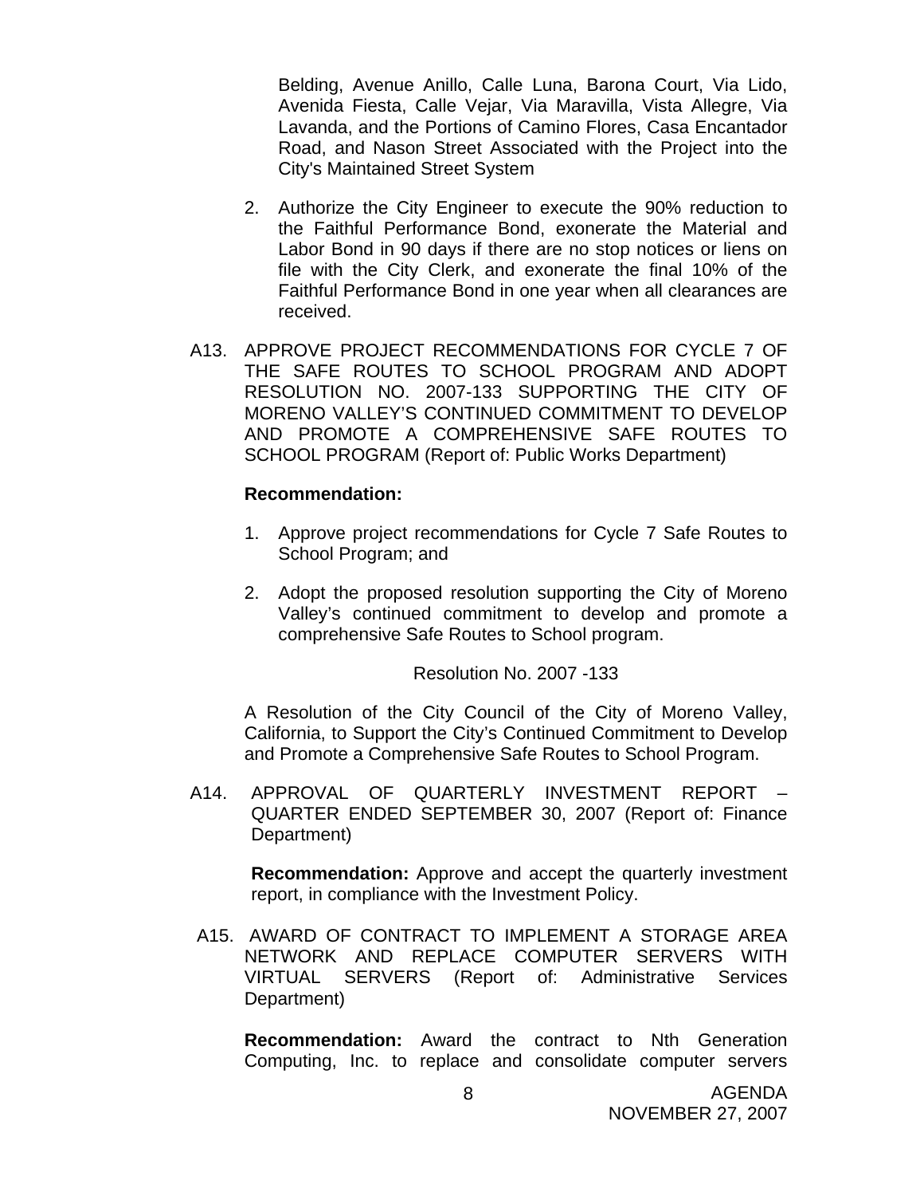Belding, Avenue Anillo, Calle Luna, Barona Court, Via Lido, Avenida Fiesta, Calle Vejar, Via Maravilla, Vista Allegre, Via Lavanda, and the Portions of Camino Flores, Casa Encantador Road, and Nason Street Associated with the Project into the City's Maintained Street System

2. Authorize the City Engineer to execute the 90% reduction to the Faithful Performance Bond, exonerate the Material and Labor Bond in 90 days if there are no stop notices or liens on file with the City Clerk, and exonerate the final 10% of the Faithful Performance Bond in one year when all clearances are received.

A13. APPROVE PROJECT RECOMMENDATIONS FOR CYCLE 7 OF THE SAFE ROUTES TO SCHOOL PROGRAM AND ADOPT RESOLUTION NO. 2007-133 SUPPORTING THE CITY OF MORENO VALLEY'S CONTINUED COMMITMENT TO DEVELOP AND PROMOTE A COMPREHENSIVE SAFE ROUTES TO SCHOOL PROGRAM (Report of: Public Works Department)

**Recommendation:**

1. Approve project recommendations for Cycle 7 Safe Routes to School Program; and

2. Adopt the proposed resolution supporting the City of Moreno Valley's continued commitment to develop and promote a comprehensive Safe Routes to School program.

Resolution No. 2007 -133

A Resolution of the City Council of the City of Moreno Valley, California, to Support the City's Continued Commitment to Develop and Promote a Comprehensive Safe Routes to School Program.

A14. APPROVAL OF QUARTERLY INVESTMENT REPORT – QUARTER ENDED SEPTEMBER 30, 2007 (Report of: Finance Department)

**Recommendation:** Approve and accept the quarterly investment report, in compliance with the Investment Policy.

A15. AWARD OF CONTRACT TO IMPLEMENT A STORAGE AREA NETWORK AND REPLACE COMPUTER SERVERS WITH VIRTUAL SERVERS (Report of: Administrative Services Department)

**Recommendation:** Award the contract to Nth Generation Computing, Inc. to replace and consolidate computer servers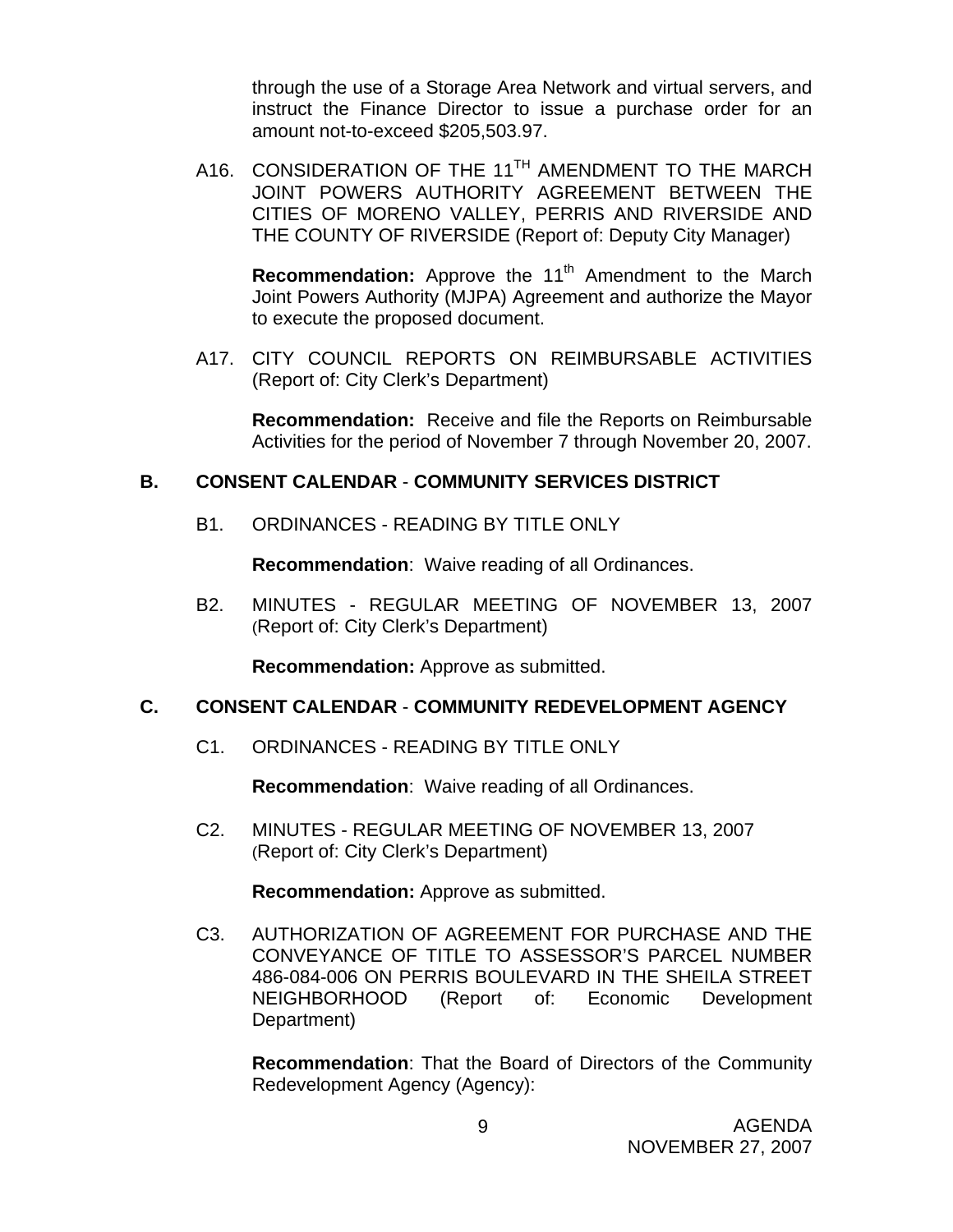through the use of a Storage Area Network and virtual servers, and instruct the Finance Director to issue a purchase order for an amount not-to-exceed $205,503.97.

A16. CONSIDERATION OF THE 11TH AMENDMENT TO THE MARCH JOINT POWERS AUTHORITY AGREEMENT BETWEEN THE CITIES OF MORENO VALLEY, PERRIS AND RIVERSIDE AND THE COUNTY OF RIVERSIDE (Report of: Deputy City Manager)

**Recommendation:** Approve the 11th Amendment to the March Joint Powers Authority (MJPA) Agreement and authorize the Mayor to execute the proposed document.

A17. CITY COUNCIL REPORTS ON REIMBURSABLE ACTIVITIES (Report of: City Clerk's Department)

**Recommendation:** Receive and file the Reports on Reimbursable Activities for the period of November 7 through November 20, 2007.

## B. CONSENT CALENDAR - COMMUNITY SERVICES DISTRICT

B1. ORDINANCES - READING BY TITLE ONLY

**Recommendation**: Waive reading of all Ordinances.

B2. MINUTES - REGULAR MEETING OF NOVEMBER 13, 2007 (Report of: City Clerk's Department)

**Recommendation:** Approve as submitted.

## C. CONSENT CALENDAR - COMMUNITY REDEVELOPMENT AGENCY

C1. ORDINANCES - READING BY TITLE ONLY

**Recommendation**: Waive reading of all Ordinances.

C2. MINUTES - REGULAR MEETING OF NOVEMBER 13, 2007 (Report of: City Clerk's Department)

**Recommendation:** Approve as submitted.

C3. AUTHORIZATION OF AGREEMENT FOR PURCHASE AND THE CONVEYANCE OF TITLE TO ASSESSOR'S PARCEL NUMBER 486-084-006 ON PERRIS BOULEVARD IN THE SHEILA STREET NEIGHBORHOOD (Report of: Economic Development Department)

**Recommendation**: That the Board of Directors of the Community Redevelopment Agency (Agency):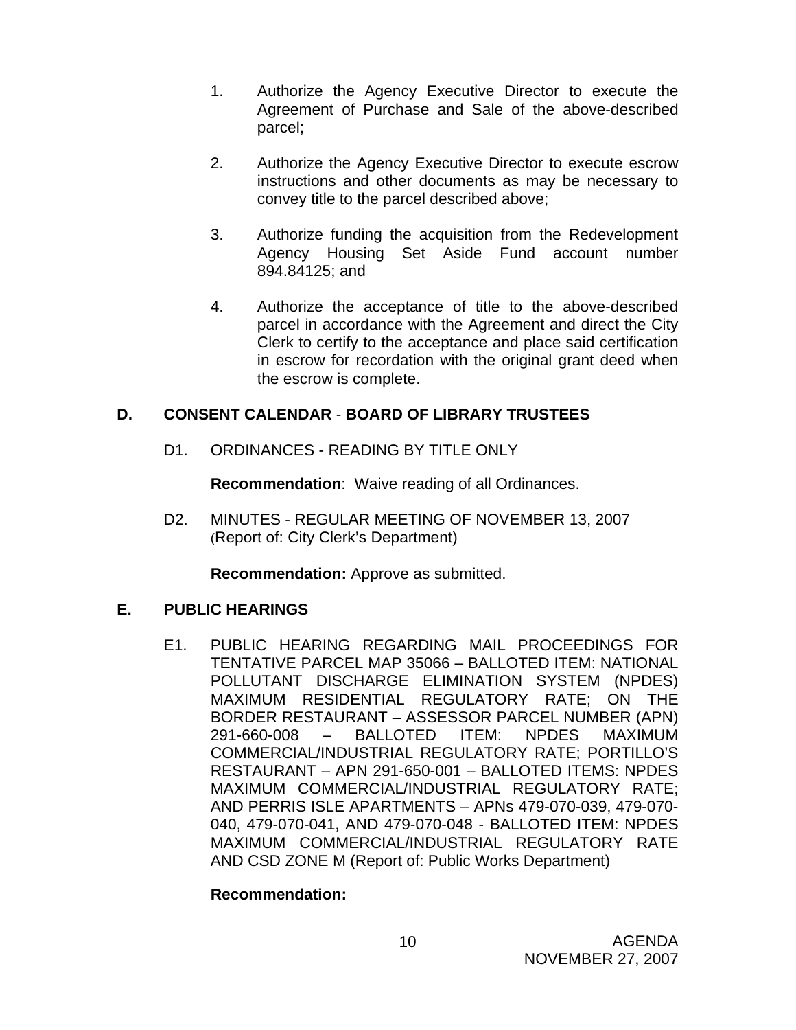1. Authorize the Agency Executive Director to execute the Agreement of Purchase and Sale of the above-described parcel;

2. Authorize the Agency Executive Director to execute escrow instructions and other documents as may be necessary to convey title to the parcel described above;

3. Authorize funding the acquisition from the Redevelopment Agency Housing Set Aside Fund account number 894.84125; and

4. Authorize the acceptance of title to the above-described parcel in accordance with the Agreement and direct the City Clerk to certify to the acceptance and place said certification in escrow for recordation with the original grant deed when the escrow is complete.

## D. CONSENT CALENDAR - BOARD OF LIBRARY TRUSTEES

D1. ORDINANCES - READING BY TITLE ONLY

**Recommendation**: Waive reading of all Ordinances.

D2. MINUTES - REGULAR MEETING OF NOVEMBER 13, 2007 (Report of: City Clerk's Department)

**Recommendation:** Approve as submitted.

## E. PUBLIC HEARINGS

E1. PUBLIC HEARING REGARDING MAIL PROCEEDINGS FOR TENTATIVE PARCEL MAP 35066 – BALLOTED ITEM: NATIONAL POLLUTANT DISCHARGE ELIMINATION SYSTEM (NPDES) MAXIMUM RESIDENTIAL REGULATORY RATE; ON THE BORDER RESTAURANT – ASSESSOR PARCEL NUMBER (APN) 291-660-008 – BALLOTED ITEM: NPDES MAXIMUM COMMERCIAL/INDUSTRIAL REGULATORY RATE; PORTILLO'S RESTAURANT – APN 291-650-001 – BALLOTED ITEMS: NPDES MAXIMUM COMMERCIAL/INDUSTRIAL REGULATORY RATE; AND PERRIS ISLE APARTMENTS – APNs 479-070-039, 479-070-040, 479-070-041, AND 479-070-048 - BALLOTED ITEM: NPDES MAXIMUM COMMERCIAL/INDUSTRIAL REGULATORY RATE AND CSD ZONE M (Report of: Public Works Department)

**Recommendation:**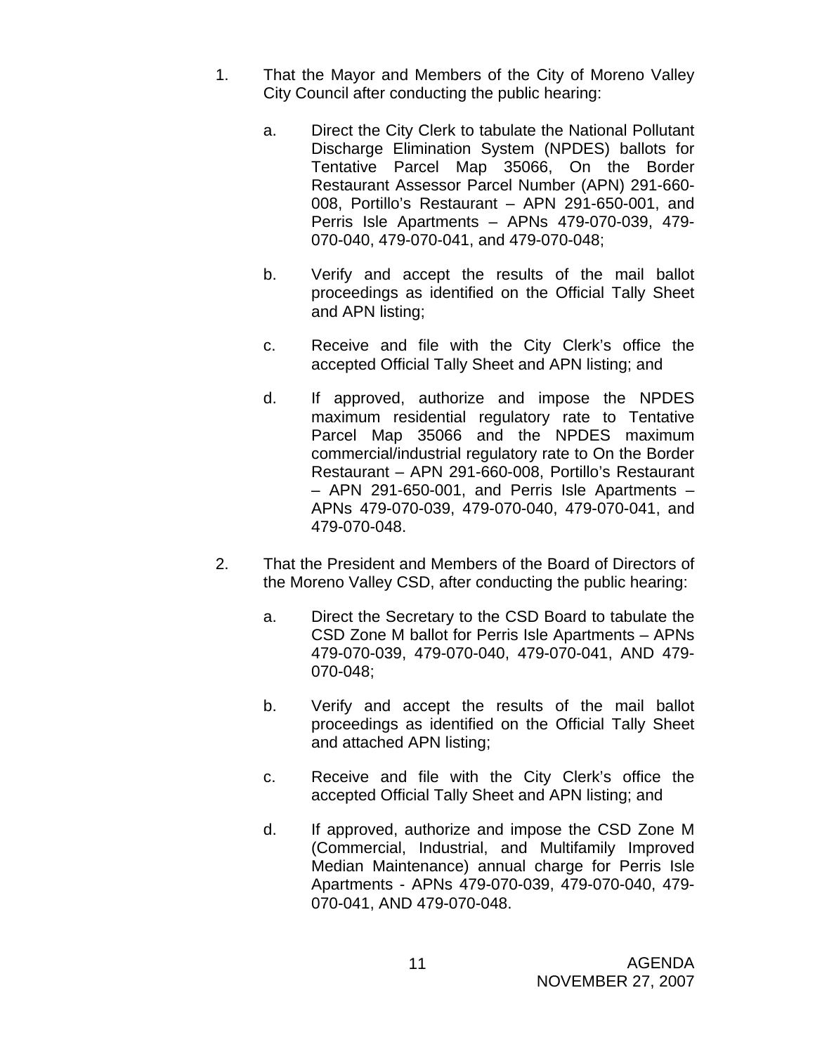1. That the Mayor and Members of the City of Moreno Valley City Council after conducting the public hearing:

   a. Direct the City Clerk to tabulate the National Pollutant Discharge Elimination System (NPDES) ballots for Tentative Parcel Map 35066, On the Border Restaurant Assessor Parcel Number (APN) 291-660-008, Portillo's Restaurant – APN 291-650-001, and Perris Isle Apartments – APNs 479-070-039, 479-070-040, 479-070-041, and 479-070-048;

   b. Verify and accept the results of the mail ballot proceedings as identified on the Official Tally Sheet and APN listing;

   c. Receive and file with the City Clerk's office the accepted Official Tally Sheet and APN listing; and

   d. If approved, authorize and impose the NPDES maximum residential regulatory rate to Tentative Parcel Map 35066 and the NPDES maximum commercial/industrial regulatory rate to On the Border Restaurant – APN 291-660-008, Portillo's Restaurant – APN 291-650-001, and Perris Isle Apartments – APNs 479-070-039, 479-070-040, 479-070-041, and 479-070-048.

2. That the President and Members of the Board of Directors of the Moreno Valley CSD, after conducting the public hearing:

   a. Direct the Secretary to the CSD Board to tabulate the CSD Zone M ballot for Perris Isle Apartments – APNs 479-070-039, 479-070-040, 479-070-041, AND 479-070-048;

   b. Verify and accept the results of the mail ballot proceedings as identified on the Official Tally Sheet and attached APN listing;

   c. Receive and file with the City Clerk's office the accepted Official Tally Sheet and APN listing; and

   d. If approved, authorize and impose the CSD Zone M (Commercial, Industrial, and Multifamily Improved Median Maintenance) annual charge for Perris Isle Apartments - APNs 479-070-039, 479-070-040, 479-070-041, AND 479-070-048.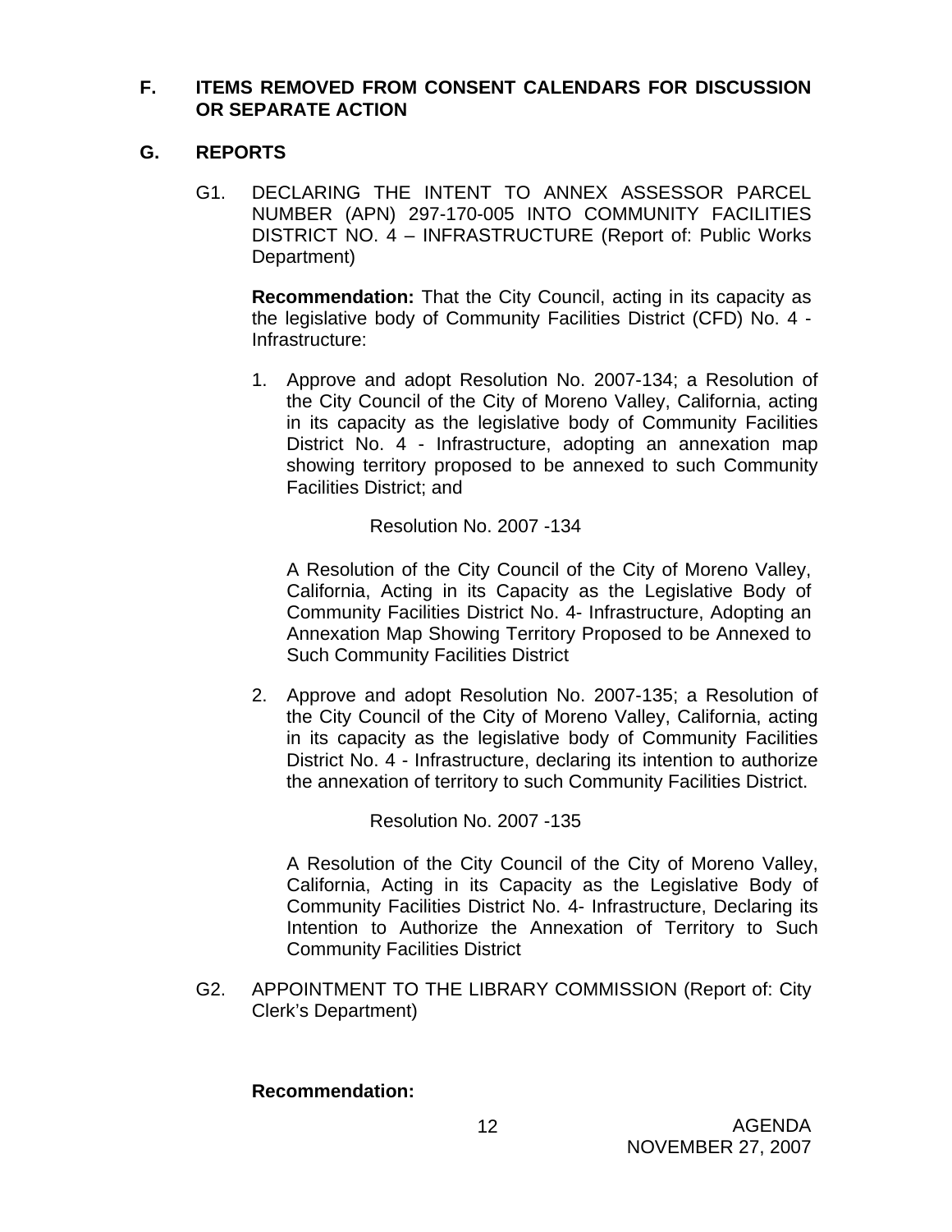## F. ITEMS REMOVED FROM CONSENT CALENDARS FOR DISCUSSION OR SEPARATE ACTION

## G. REPORTS

G1. DECLARING THE INTENT TO ANNEX ASSESSOR PARCEL NUMBER (APN) 297-170-005 INTO COMMUNITY FACILITIES DISTRICT NO. 4 – INFRASTRUCTURE (Report of: Public Works Department)

**Recommendation:** That the City Council, acting in its capacity as the legislative body of Community Facilities District (CFD) No. 4 - Infrastructure:

1. Approve and adopt Resolution No. 2007-134; a Resolution of the City Council of the City of Moreno Valley, California, acting in its capacity as the legislative body of Community Facilities District No. 4 - Infrastructure, adopting an annexation map showing territory proposed to be annexed to such Community Facilities District; and

   Resolution No. 2007 -134

   A Resolution of the City Council of the City of Moreno Valley, California, Acting in its Capacity as the Legislative Body of Community Facilities District No. 4- Infrastructure, Adopting an Annexation Map Showing Territory Proposed to be Annexed to Such Community Facilities District

2. Approve and adopt Resolution No. 2007-135; a Resolution of the City Council of the City of Moreno Valley, California, acting in its capacity as the legislative body of Community Facilities District No. 4 - Infrastructure, declaring its intention to authorize the annexation of territory to such Community Facilities District.

   Resolution No. 2007 -135

   A Resolution of the City Council of the City of Moreno Valley, California, Acting in its Capacity as the Legislative Body of Community Facilities District No. 4- Infrastructure, Declaring its Intention to Authorize the Annexation of Territory to Such Community Facilities District

G2. APPOINTMENT TO THE LIBRARY COMMISSION (Report of: City Clerk's Department)

**Recommendation:**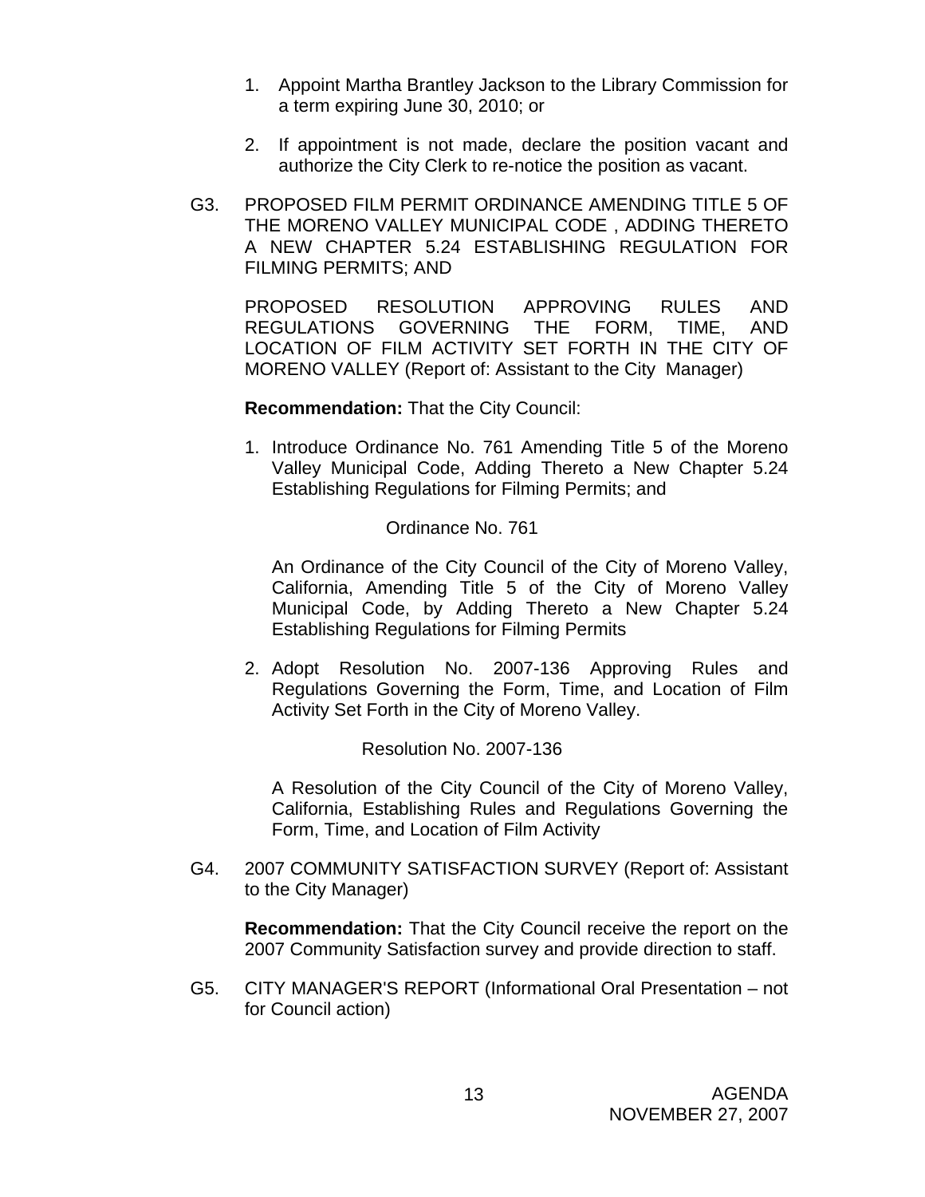1. Appoint Martha Brantley Jackson to the Library Commission for a term expiring June 30, 2010; or

2. If appointment is not made, declare the position vacant and authorize the City Clerk to re-notice the position as vacant.

G3. PROPOSED FILM PERMIT ORDINANCE AMENDING TITLE 5 OF THE MORENO VALLEY MUNICIPAL CODE , ADDING THERETO A NEW CHAPTER 5.24 ESTABLISHING REGULATION FOR FILMING PERMITS; AND

PROPOSED RESOLUTION APPROVING RULES AND REGULATIONS GOVERNING THE FORM, TIME, AND LOCATION OF FILM ACTIVITY SET FORTH IN THE CITY OF MORENO VALLEY (Report of: Assistant to the City Manager)

**Recommendation:** That the City Council:

1. Introduce Ordinance No. 761 Amending Title 5 of the Moreno Valley Municipal Code, Adding Thereto a New Chapter 5.24 Establishing Regulations for Filming Permits; and

   Ordinance No. 761

   An Ordinance of the City Council of the City of Moreno Valley, California, Amending Title 5 of the City of Moreno Valley Municipal Code, by Adding Thereto a New Chapter 5.24 Establishing Regulations for Filming Permits

2. Adopt Resolution No. 2007-136 Approving Rules and Regulations Governing the Form, Time, and Location of Film Activity Set Forth in the City of Moreno Valley.

   Resolution No. 2007-136

   A Resolution of the City Council of the City of Moreno Valley, California, Establishing Rules and Regulations Governing the Form, Time, and Location of Film Activity

G4. 2007 COMMUNITY SATISFACTION SURVEY (Report of: Assistant to the City Manager)

**Recommendation:** That the City Council receive the report on the 2007 Community Satisfaction survey and provide direction to staff.

G5. CITY MANAGER'S REPORT (Informational Oral Presentation – not for Council action)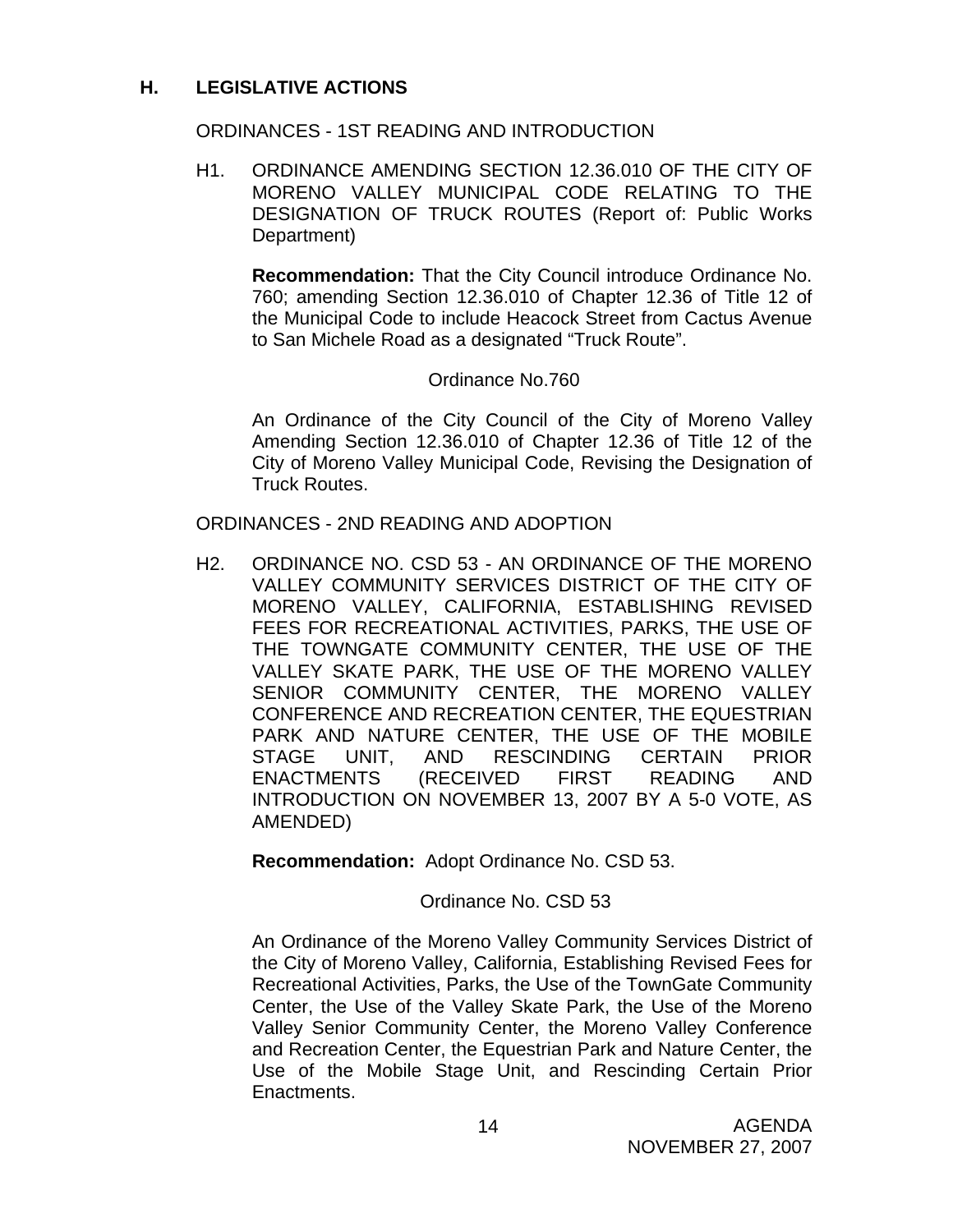## H. LEGISLATIVE ACTIONS

ORDINANCES - 1ST READING AND INTRODUCTION

H1. ORDINANCE AMENDING SECTION 12.36.010 OF THE CITY OF MORENO VALLEY MUNICIPAL CODE RELATING TO THE DESIGNATION OF TRUCK ROUTES (Report of: Public Works Department)

**Recommendation:** That the City Council introduce Ordinance No. 760; amending Section 12.36.010 of Chapter 12.36 of Title 12 of the Municipal Code to include Heacock Street from Cactus Avenue to San Michele Road as a designated "Truck Route".

Ordinance No.760

An Ordinance of the City Council of the City of Moreno Valley Amending Section 12.36.010 of Chapter 12.36 of Title 12 of the City of Moreno Valley Municipal Code, Revising the Designation of Truck Routes.

ORDINANCES - 2ND READING AND ADOPTION

H2. ORDINANCE NO. CSD 53 - AN ORDINANCE OF THE MORENO VALLEY COMMUNITY SERVICES DISTRICT OF THE CITY OF MORENO VALLEY, CALIFORNIA, ESTABLISHING REVISED FEES FOR RECREATIONAL ACTIVITIES, PARKS, THE USE OF THE TOWNGATE COMMUNITY CENTER, THE USE OF THE VALLEY SKATE PARK, THE USE OF THE MORENO VALLEY SENIOR COMMUNITY CENTER, THE MORENO VALLEY CONFERENCE AND RECREATION CENTER, THE EQUESTRIAN PARK AND NATURE CENTER, THE USE OF THE MOBILE STAGE UNIT, AND RESCINDING CERTAIN PRIOR ENACTMENTS (RECEIVED FIRST READING AND INTRODUCTION ON NOVEMBER 13, 2007 BY A 5-0 VOTE, AS AMENDED)

**Recommendation:** Adopt Ordinance No. CSD 53.

Ordinance No. CSD 53

An Ordinance of the Moreno Valley Community Services District of the City of Moreno Valley, California, Establishing Revised Fees for Recreational Activities, Parks, the Use of the TownGate Community Center, the Use of the Valley Skate Park, the Use of the Moreno Valley Senior Community Center, the Moreno Valley Conference and Recreation Center, the Equestrian Park and Nature Center, the Use of the Mobile Stage Unit, and Rescinding Certain Prior Enactments.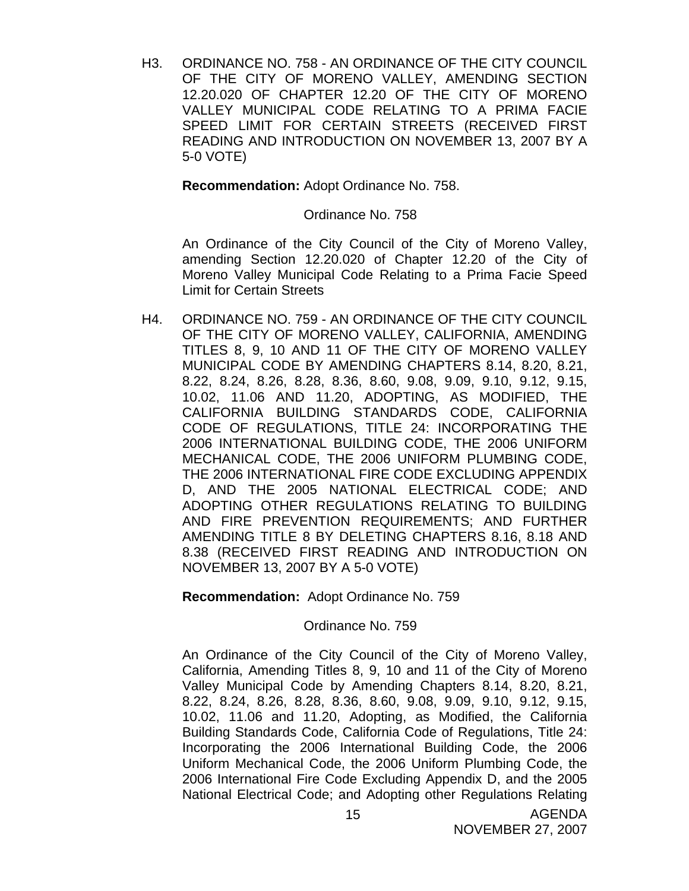H3. ORDINANCE NO. 758 - AN ORDINANCE OF THE CITY COUNCIL OF THE CITY OF MORENO VALLEY, AMENDING SECTION 12.20.020 OF CHAPTER 12.20 OF THE CITY OF MORENO VALLEY MUNICIPAL CODE RELATING TO A PRIMA FACIE SPEED LIMIT FOR CERTAIN STREETS (RECEIVED FIRST READING AND INTRODUCTION ON NOVEMBER 13, 2007 BY A 5-0 VOTE)

**Recommendation:** Adopt Ordinance No. 758.

Ordinance No. 758

An Ordinance of the City Council of the City of Moreno Valley, amending Section 12.20.020 of Chapter 12.20 of the City of Moreno Valley Municipal Code Relating to a Prima Facie Speed Limit for Certain Streets

H4. ORDINANCE NO. 759 - AN ORDINANCE OF THE CITY COUNCIL OF THE CITY OF MORENO VALLEY, CALIFORNIA, AMENDING TITLES 8, 9, 10 AND 11 OF THE CITY OF MORENO VALLEY MUNICIPAL CODE BY AMENDING CHAPTERS 8.14, 8.20, 8.21, 8.22, 8.24, 8.26, 8.28, 8.36, 8.60, 9.08, 9.09, 9.10, 9.12, 9.15, 10.02, 11.06 AND 11.20, ADOPTING, AS MODIFIED, THE CALIFORNIA BUILDING STANDARDS CODE, CALIFORNIA CODE OF REGULATIONS, TITLE 24: INCORPORATING THE 2006 INTERNATIONAL BUILDING CODE, THE 2006 UNIFORM MECHANICAL CODE, THE 2006 UNIFORM PLUMBING CODE, THE 2006 INTERNATIONAL FIRE CODE EXCLUDING APPENDIX D, AND THE 2005 NATIONAL ELECTRICAL CODE; AND ADOPTING OTHER REGULATIONS RELATING TO BUILDING AND FIRE PREVENTION REQUIREMENTS; AND FURTHER AMENDING TITLE 8 BY DELETING CHAPTERS 8.16, 8.18 AND 8.38 (RECEIVED FIRST READING AND INTRODUCTION ON NOVEMBER 13, 2007 BY A 5-0 VOTE)

**Recommendation:** Adopt Ordinance No. 759

Ordinance No. 759

An Ordinance of the City Council of the City of Moreno Valley, California, Amending Titles 8, 9, 10 and 11 of the City of Moreno Valley Municipal Code by Amending Chapters 8.14, 8.20, 8.21, 8.22, 8.24, 8.26, 8.28, 8.36, 8.60, 9.08, 9.09, 9.10, 9.12, 9.15, 10.02, 11.06 and 11.20, Adopting, as Modified, the California Building Standards Code, California Code of Regulations, Title 24: Incorporating the 2006 International Building Code, the 2006 Uniform Mechanical Code, the 2006 Uniform Plumbing Code, the 2006 International Fire Code Excluding Appendix D, and the 2005 National Electrical Code; and Adopting other Regulations Relating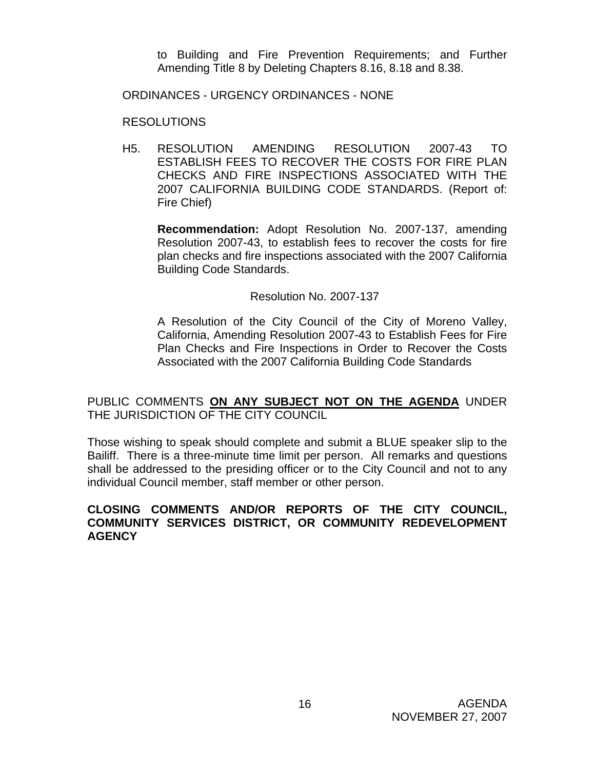to Building and Fire Prevention Requirements; and Further Amending Title 8 by Deleting Chapters 8.16, 8.18 and 8.38.

ORDINANCES - URGENCY ORDINANCES - NONE

RESOLUTIONS

H5. RESOLUTION AMENDING RESOLUTION 2007-43 TO ESTABLISH FEES TO RECOVER THE COSTS FOR FIRE PLAN CHECKS AND FIRE INSPECTIONS ASSOCIATED WITH THE 2007 CALIFORNIA BUILDING CODE STANDARDS. (Report of: Fire Chief)

**Recommendation:** Adopt Resolution No. 2007-137, amending Resolution 2007-43, to establish fees to recover the costs for fire plan checks and fire inspections associated with the 2007 California Building Code Standards.

Resolution No. 2007-137

A Resolution of the City Council of the City of Moreno Valley, California, Amending Resolution 2007-43 to Establish Fees for Fire Plan Checks and Fire Inspections in Order to Recover the Costs Associated with the 2007 California Building Code Standards

PUBLIC COMMENTS **ON ANY SUBJECT NOT ON THE AGENDA** UNDER THE JURISDICTION OF THE CITY COUNCIL

Those wishing to speak should complete and submit a BLUE speaker slip to the Bailiff. There is a three-minute time limit per person. All remarks and questions shall be addressed to the presiding officer or to the City Council and not to any individual Council member, staff member or other person.

**CLOSING COMMENTS AND/OR REPORTS OF THE CITY COUNCIL, COMMUNITY SERVICES DISTRICT, OR COMMUNITY REDEVELOPMENT AGENCY**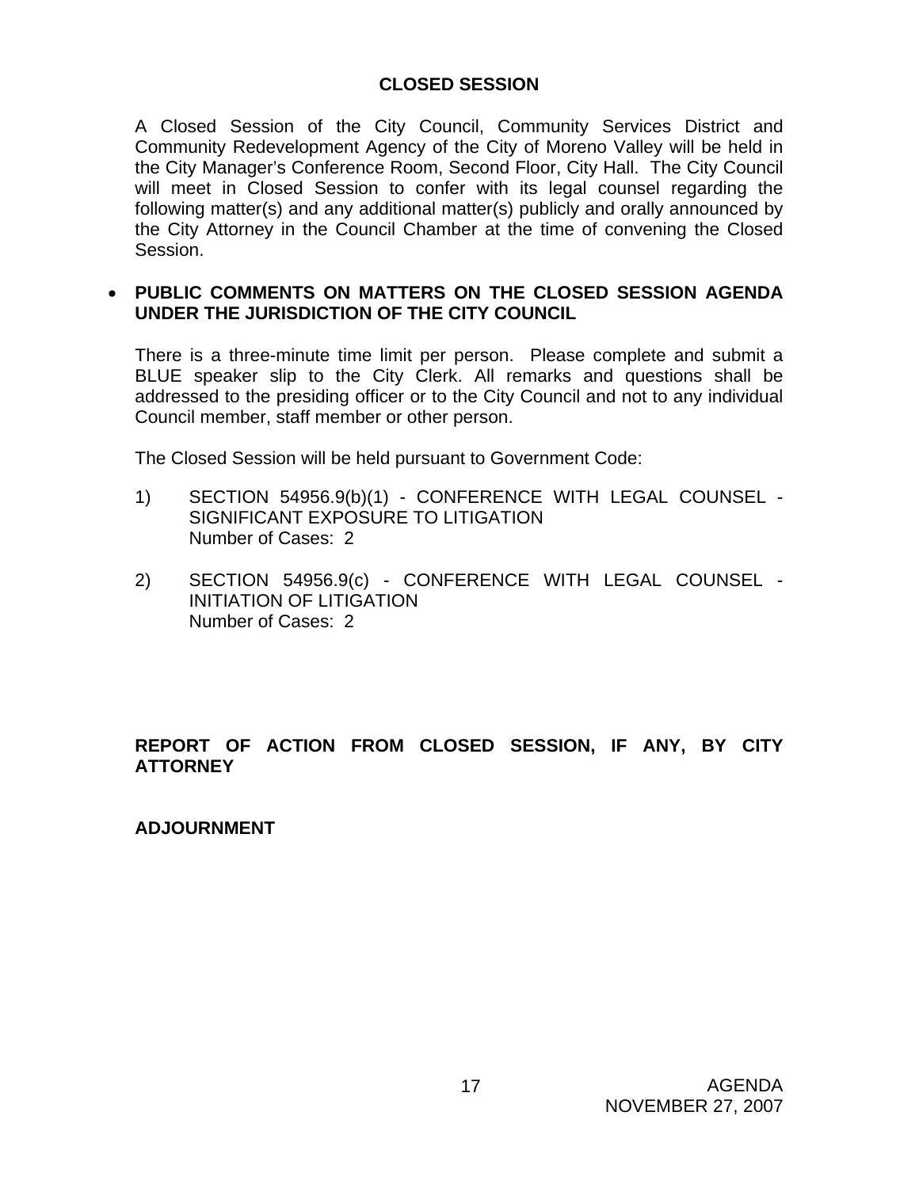## CLOSED SESSION

A Closed Session of the City Council, Community Services District and Community Redevelopment Agency of the City of Moreno Valley will be held in the City Manager's Conference Room, Second Floor, City Hall. The City Council will meet in Closed Session to confer with its legal counsel regarding the following matter(s) and any additional matter(s) publicly and orally announced by the City Attorney in the Council Chamber at the time of convening the Closed Session.

- **PUBLIC COMMENTS ON MATTERS ON THE CLOSED SESSION AGENDA UNDER THE JURISDICTION OF THE CITY COUNCIL**

  There is a three-minute time limit per person. Please complete and submit a BLUE speaker slip to the City Clerk. All remarks and questions shall be addressed to the presiding officer or to the City Council and not to any individual Council member, staff member or other person.

  The Closed Session will be held pursuant to Government Code:

  1) SECTION 54956.9(b)(1) - CONFERENCE WITH LEGAL COUNSEL - SIGNIFICANT EXPOSURE TO LITIGATION
     Number of Cases: 2

  2) SECTION 54956.9(c) - CONFERENCE WITH LEGAL COUNSEL - INITIATION OF LITIGATION
     Number of Cases: 2

**REPORT OF ACTION FROM CLOSED SESSION, IF ANY, BY CITY ATTORNEY**

**ADJOURNMENT**